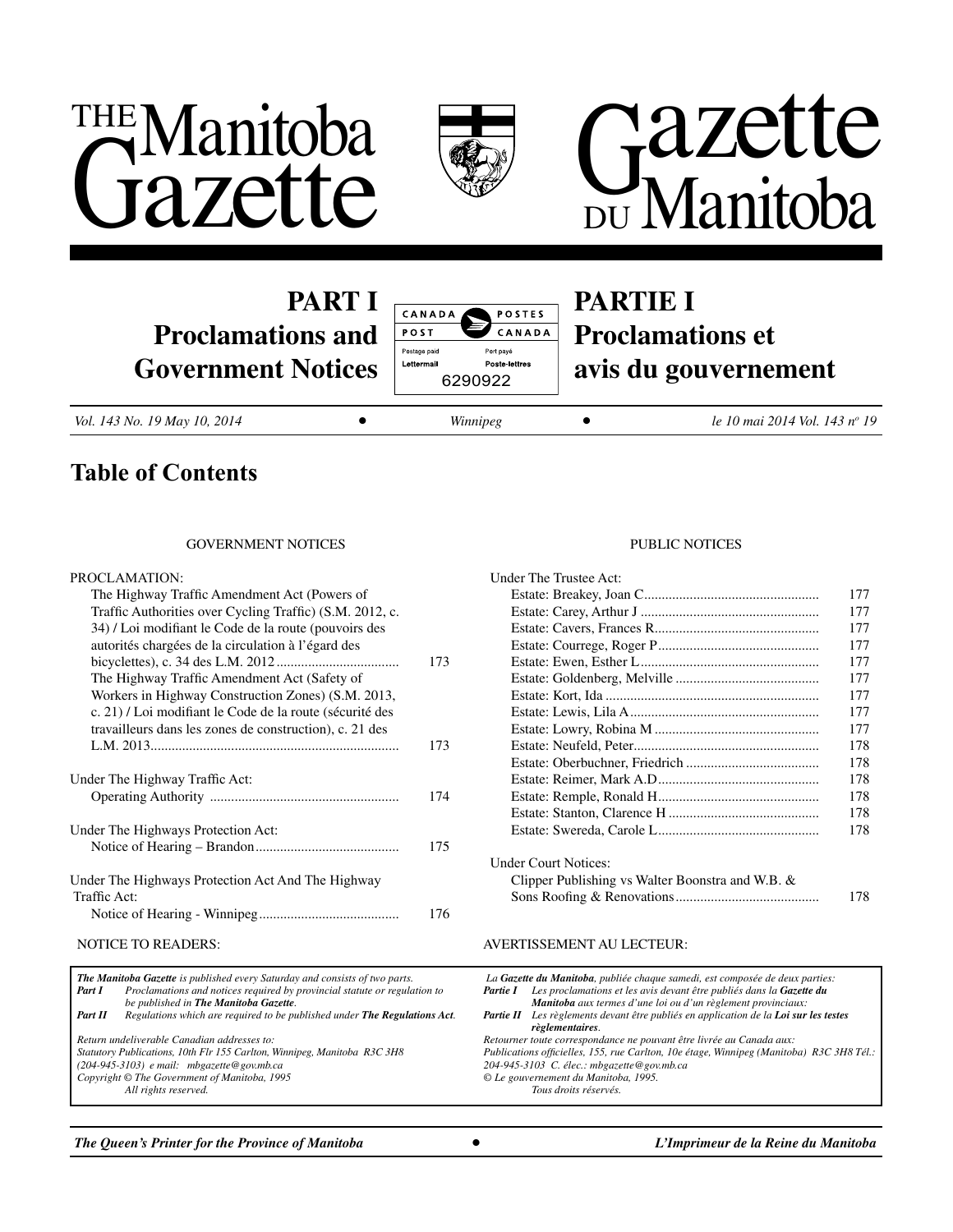# THE Manitoba Gazette

# Gazette DU Manitoba

## PART I Proclamations and Government Notices

## PARTIE I Proclamations et avis du gouvernement

CANADA POST / POSTES CANADA
Postage paid / Port payé
Lettermail / Poste-lettres
6290922

*Vol. 143 No. 19 May 10, 2014* • *Winnipeg* • *le 10 mai 2014 Vol. 143 nº 19*

## Table of Contents

GOVERNMENT NOTICES

PROCLAMATION:

| | |
|---|---|
| The Highway Traffic Amendment Act (Powers of Traffic Authorities over Cycling Traffic) (S.M. 2012, c. 34) / Loi modifiant le Code de la route (pouvoirs des autorités chargées de la circulation à l'égard des bicyclettes), c. 34 des L.M. 2012 | 173 |
| The Highway Traffic Amendment Act (Safety of Workers in Highway Construction Zones) (S.M. 2013, c. 21) / Loi modifiant le Code de la route (sécurité des travailleurs dans les zones de construction), c. 21 des L.M. 2013 | 173 |

Under The Highway Traffic Act:

| | |
|---|---|
| Operating Authority | 174 |

Under The Highways Protection Act:

| | |
|---|---|
| Notice of Hearing – Brandon | 175 |

Under The Highways Protection Act And The Highway Traffic Act:

| | |
|---|---|
| Notice of Hearing - Winnipeg | 176 |

PUBLIC NOTICES

Under The Trustee Act:

| | |
|---|---|
| Estate: Breakey, Joan C | 177 |
| Estate: Carey, Arthur J | 177 |
| Estate: Cavers, Frances R | 177 |
| Estate: Courrege, Roger P | 177 |
| Estate: Ewen, Esther L | 177 |
| Estate: Goldenberg, Melville | 177 |
| Estate: Kort, Ida | 177 |
| Estate: Lewis, Lila A | 177 |
| Estate: Lowry, Robina M | 177 |
| Estate: Neufeld, Peter | 178 |
| Estate: Oberbuchner, Friedrich | 178 |
| Estate: Reimer, Mark A.D | 178 |
| Estate: Remple, Ronald H | 178 |
| Estate: Stanton, Clarence H | 178 |
| Estate: Swereda, Carole L | 178 |

Under Court Notices:

| | |
|---|---|
| Clipper Publishing vs Walter Boonstra and W.B. & Sons Roofing & Renovations | 178 |

NOTICE TO READERS:

***The Manitoba Gazette*** *is published every Saturday and consists of two parts.*
***Part I*** *Proclamations and notices required by provincial statute or regulation to be published in* ***The Manitoba Gazette****.*
***Part II*** *Regulations which are required to be published under* ***The Regulations Act****.*

*Return undeliverable Canadian addresses to:*
*Statutory Publications, 10th Flr 155 Carlton, Winnipeg, Manitoba R3C 3H8*
*(204-945-3103) e mail: mbgazette@gov.mb.ca*
*Copyright © The Government of Manitoba, 1995*
*All rights reserved.*

AVERTISSEMENT AU LECTEUR:

*La* ***Gazette du Manitoba****, publiée chaque samedi, est composée de deux parties:*
***Partie I*** *Les proclamations et les avis devant être publiés dans la* ***Gazette du Manitoba*** *aux termes d'une loi ou d'un règlement provinciaux:*
***Partie II*** *Les règlements devant être publiés en application de la* ***Loi sur les testes règlementaires****.*

*Retourner toute correspondance ne pouvant être livrée au Canada aux:*
*Publications officielles, 155, rue Carlton, 10e étage, Winnipeg (Manitoba) R3C 3H8 Tél.: 204-945-3103 C. élec.: mbgazette@gov.mb.ca*
*© Le gouvernement du Manitoba, 1995.*
*Tous droits réservés.*

***The Queen's Printer for the Province of Manitoba*** • ***L'Imprimeur de la Reine du Manitoba***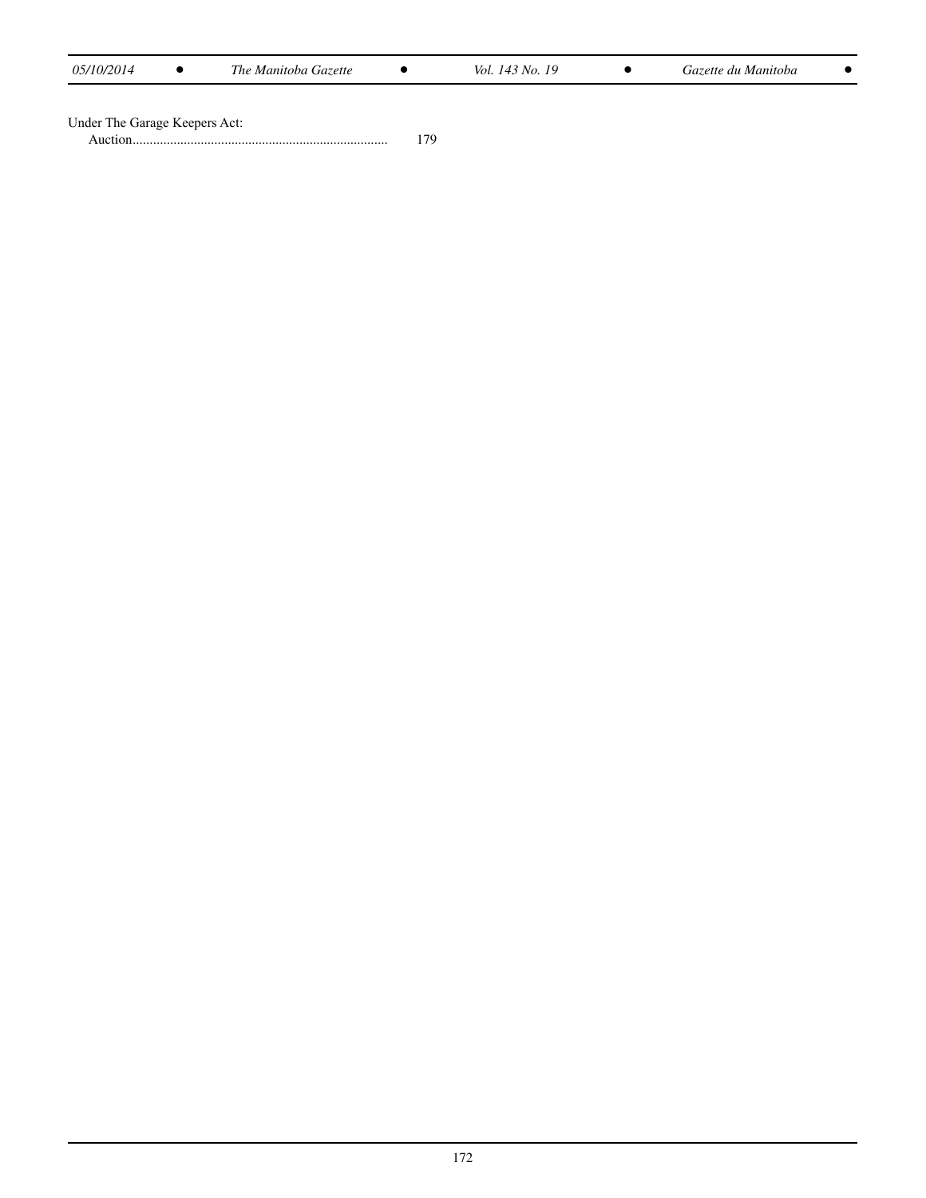Under The Garage Keepers Act:

Auction.......................................................................... 179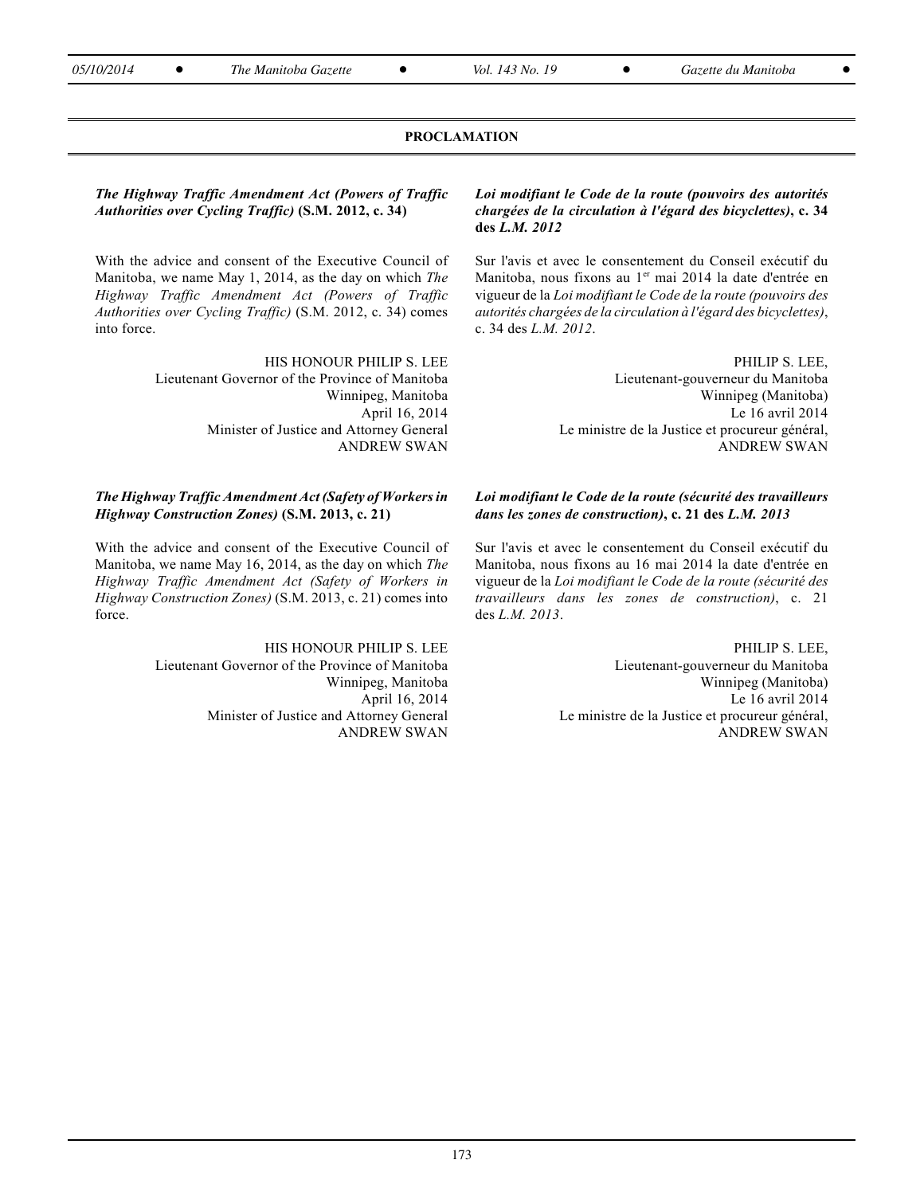## PROCLAMATION

### *The Highway Traffic Amendment Act (Powers of Traffic Authorities over Cycling Traffic)* (S.M. 2012, c. 34)

With the advice and consent of the Executive Council of Manitoba, we name May 1, 2014, as the day on which *The Highway Traffic Amendment Act (Powers of Traffic Authorities over Cycling Traffic)* (S.M. 2012, c. 34) comes into force.

HIS HONOUR PHILIP S. LEE
Lieutenant Governor of the Province of Manitoba
Winnipeg, Manitoba
April 16, 2014
Minister of Justice and Attorney General
ANDREW SWAN

### *Loi modifiant le Code de la route (pouvoirs des autorités chargées de la circulation à l'égard des bicyclettes)*, c. 34 des *L.M. 2012*

Sur l'avis et avec le consentement du Conseil exécutif du Manitoba, nous fixons au 1er mai 2014 la date d'entrée en vigueur de la *Loi modifiant le Code de la route (pouvoirs des autorités chargées de la circulation à l'égard des bicyclettes)*, c. 34 des *L.M. 2012*.

PHILIP S. LEE,
Lieutenant-gouverneur du Manitoba
Winnipeg (Manitoba)
Le 16 avril 2014
Le ministre de la Justice et procureur général,
ANDREW SWAN

### *The Highway Traffic Amendment Act (Safety of Workers in Highway Construction Zones)* (S.M. 2013, c. 21)

With the advice and consent of the Executive Council of Manitoba, we name May 16, 2014, as the day on which *The Highway Traffic Amendment Act (Safety of Workers in Highway Construction Zones)* (S.M. 2013, c. 21) comes into force.

HIS HONOUR PHILIP S. LEE
Lieutenant Governor of the Province of Manitoba
Winnipeg, Manitoba
April 16, 2014
Minister of Justice and Attorney General
ANDREW SWAN

### *Loi modifiant le Code de la route (sécurité des travailleurs dans les zones de construction)*, c. 21 des *L.M. 2013*

Sur l'avis et avec le consentement du Conseil exécutif du Manitoba, nous fixons au 16 mai 2014 la date d'entrée en vigueur de la *Loi modifiant le Code de la route (sécurité des travailleurs dans les zones de construction)*, c. 21 des *L.M. 2013*.

PHILIP S. LEE,
Lieutenant-gouverneur du Manitoba
Winnipeg (Manitoba)
Le 16 avril 2014
Le ministre de la Justice et procureur général,
ANDREW SWAN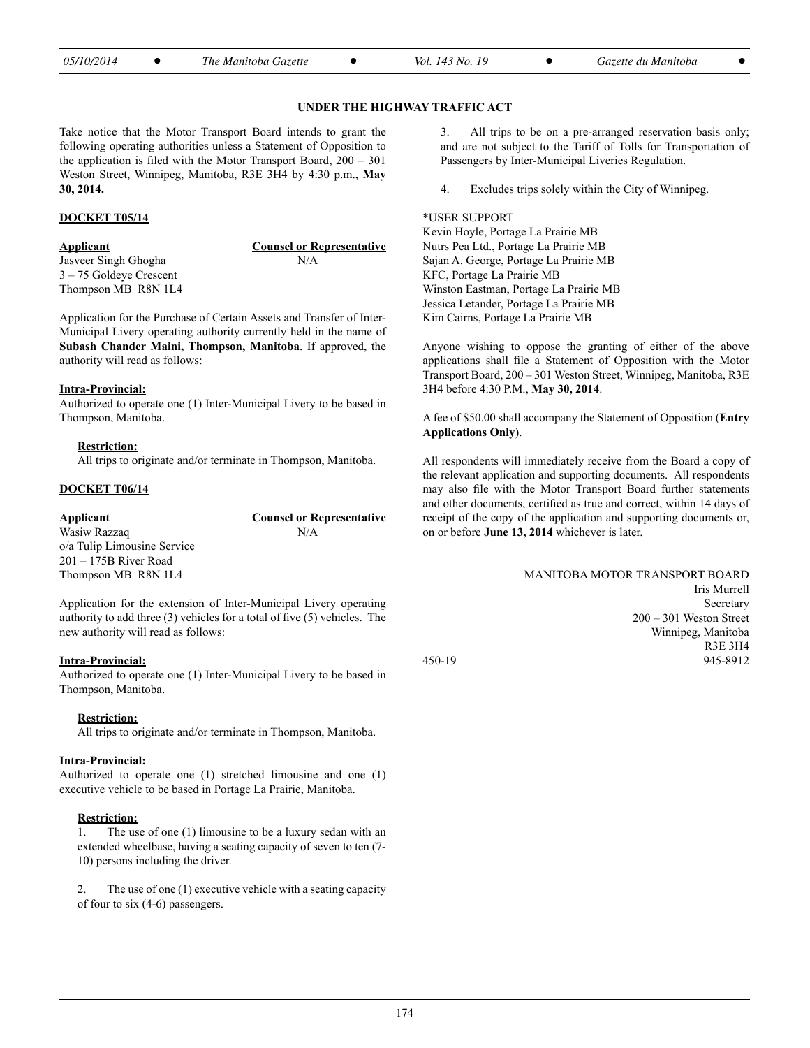### UNDER THE HIGHWAY TRAFFIC ACT

Take notice that the Motor Transport Board intends to grant the following operating authorities unless a Statement of Opposition to the application is filed with the Motor Transport Board, 200 – 301 Weston Street, Winnipeg, Manitoba, R3E 3H4 by 4:30 p.m., **May 30, 2014.**

**DOCKET T05/14**

| **Applicant** | **Counsel or Representative** |
|---|---|
| Jasveer Singh Ghogha | N/A |
| 3 – 75 Goldeye Crescent | |
| Thompson MB R8N 1L4 | |

Application for the Purchase of Certain Assets and Transfer of Inter-Municipal Livery operating authority currently held in the name of **Subash Chander Maini, Thompson, Manitoba**. If approved, the authority will read as follows:

**Intra-Provincial:**
Authorized to operate one (1) Inter-Municipal Livery to be based in Thompson, Manitoba.

**Restriction:**
All trips to originate and/or terminate in Thompson, Manitoba.

**DOCKET T06/14**

| **Applicant** | **Counsel or Representative** |
|---|---|
| Wasiw Razzaq | N/A |
| o/a Tulip Limousine Service | |
| 201 – 175B River Road | |
| Thompson MB R8N 1L4 | |

Application for the extension of Inter-Municipal Livery operating authority to add three (3) vehicles for a total of five (5) vehicles. The new authority will read as follows:

**Intra-Provincial:**
Authorized to operate one (1) Inter-Municipal Livery to be based in Thompson, Manitoba.

**Restriction:**
All trips to originate and/or terminate in Thompson, Manitoba.

**Intra-Provincial:**
Authorized to operate one (1) stretched limousine and one (1) executive vehicle to be based in Portage La Prairie, Manitoba.

**Restriction:**

1. The use of one (1) limousine to be a luxury sedan with an extended wheelbase, having a seating capacity of seven to ten (7-10) persons including the driver.

2. The use of one (1) executive vehicle with a seating capacity of four to six (4-6) passengers.

3. All trips to be on a pre-arranged reservation basis only; and are not subject to the Tariff of Tolls for Transportation of Passengers by Inter-Municipal Liveries Regulation.

4. Excludes trips solely within the City of Winnipeg.

*USER SUPPORT
Kevin Hoyle, Portage La Prairie MB
Nutrs Pea Ltd., Portage La Prairie MB
Sajan A. George, Portage La Prairie MB
KFC, Portage La Prairie MB
Winston Eastman, Portage La Prairie MB
Jessica Letander, Portage La Prairie MB
Kim Cairns, Portage La Prairie MB

Anyone wishing to oppose the granting of either of the above applications shall file a Statement of Opposition with the Motor Transport Board, 200 – 301 Weston Street, Winnipeg, Manitoba, R3E 3H4 before 4:30 P.M., **May 30, 2014**.

A fee of $50.00 shall accompany the Statement of Opposition (**Entry Applications Only**).

All respondents will immediately receive from the Board a copy of the relevant application and supporting documents. All respondents may also file with the Motor Transport Board further statements and other documents, certified as true and correct, within 14 days of receipt of the copy of the application and supporting documents or, on or before **June 13, 2014** whichever is later.

MANITOBA MOTOR TRANSPORT BOARD
Iris Murrell
Secretary
200 – 301 Weston Street
Winnipeg, Manitoba
R3E 3H4
945-8912

450-19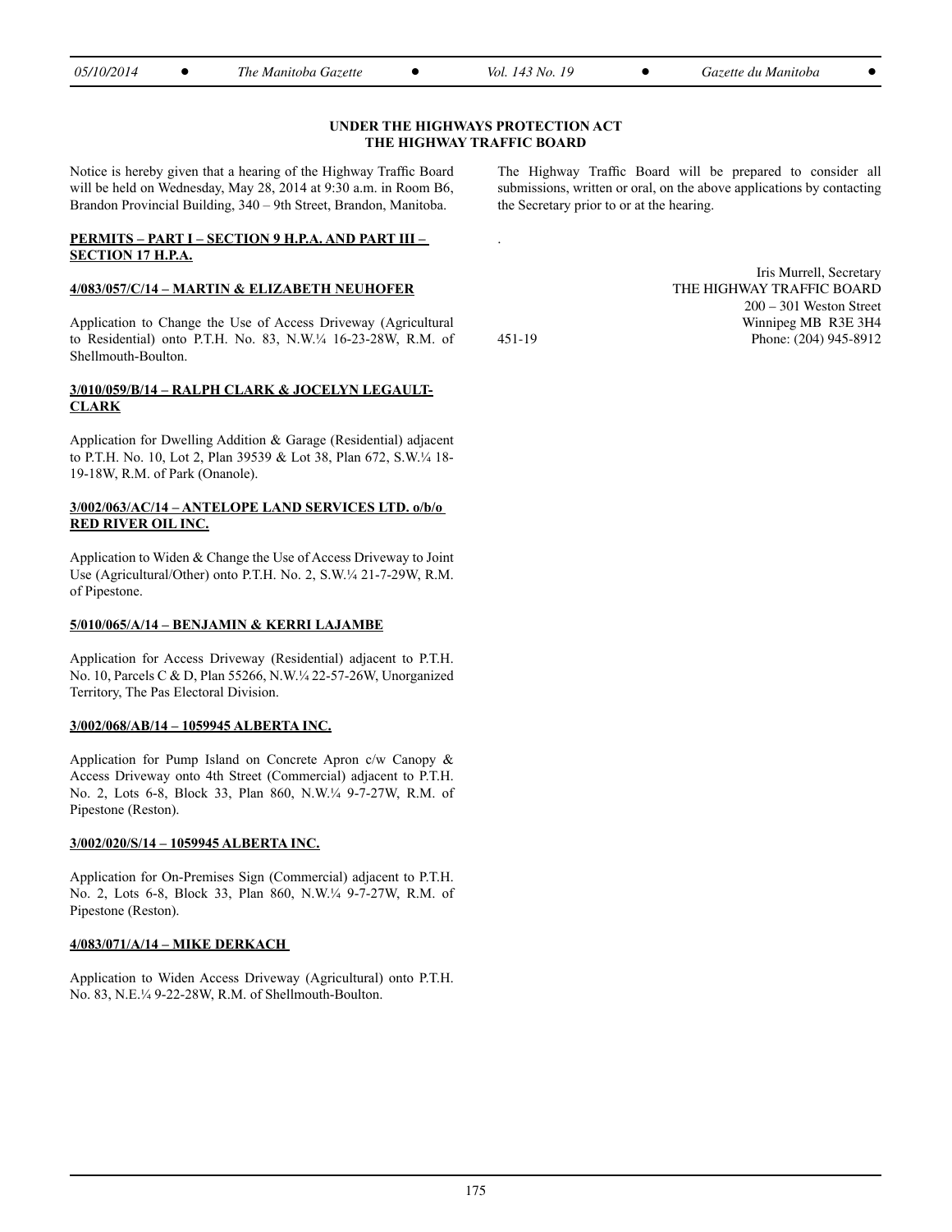## UNDER THE HIGHWAYS PROTECTION ACT
## THE HIGHWAY TRAFFIC BOARD

Notice is hereby given that a hearing of the Highway Traffic Board will be held on Wednesday, May 28, 2014 at 9:30 a.m. in Room B6, Brandon Provincial Building, 340 – 9th Street, Brandon, Manitoba.

**PERMITS – PART I – SECTION 9 H.P.A. AND PART III – SECTION 17 H.P.A.**

**4/083/057/C/14 – MARTIN & ELIZABETH NEUHOFER**

Application to Change the Use of Access Driveway (Agricultural to Residential) onto P.T.H. No. 83, N.W.¼ 16-23-28W, R.M. of Shellmouth-Boulton.

**3/010/059/B/14 – RALPH CLARK & JOCELYN LEGAULT-CLARK**

Application for Dwelling Addition & Garage (Residential) adjacent to P.T.H. No. 10, Lot 2, Plan 39539 & Lot 38, Plan 672, S.W.¼ 18-19-18W, R.M. of Park (Onanole).

**3/002/063/AC/14 – ANTELOPE LAND SERVICES LTD. o/b/o RED RIVER OIL INC.**

Application to Widen & Change the Use of Access Driveway to Joint Use (Agricultural/Other) onto P.T.H. No. 2, S.W.¼ 21-7-29W, R.M. of Pipestone.

**5/010/065/A/14 – BENJAMIN & KERRI LAJAMBE**

Application for Access Driveway (Residential) adjacent to P.T.H. No. 10, Parcels C & D, Plan 55266, N.W.¼ 22-57-26W, Unorganized Territory, The Pas Electoral Division.

**3/002/068/AB/14 – 1059945 ALBERTA INC.**

Application for Pump Island on Concrete Apron c/w Canopy & Access Driveway onto 4th Street (Commercial) adjacent to P.T.H. No. 2, Lots 6-8, Block 33, Plan 860, N.W.¼ 9-7-27W, R.M. of Pipestone (Reston).

**3/002/020/S/14 – 1059945 ALBERTA INC.**

Application for On-Premises Sign (Commercial) adjacent to P.T.H. No. 2, Lots 6-8, Block 33, Plan 860, N.W.¼ 9-7-27W, R.M. of Pipestone (Reston).

**4/083/071/A/14 – MIKE DERKACH**

Application to Widen Access Driveway (Agricultural) onto P.T.H. No. 83, N.E.¼ 9-22-28W, R.M. of Shellmouth-Boulton.

The Highway Traffic Board will be prepared to consider all submissions, written or oral, on the above applications by contacting the Secretary prior to or at the hearing.

Iris Murrell, Secretary
THE HIGHWAY TRAFFIC BOARD
200 – 301 Weston Street
Winnipeg MB R3E 3H4
Phone: (204) 945-8912

451-19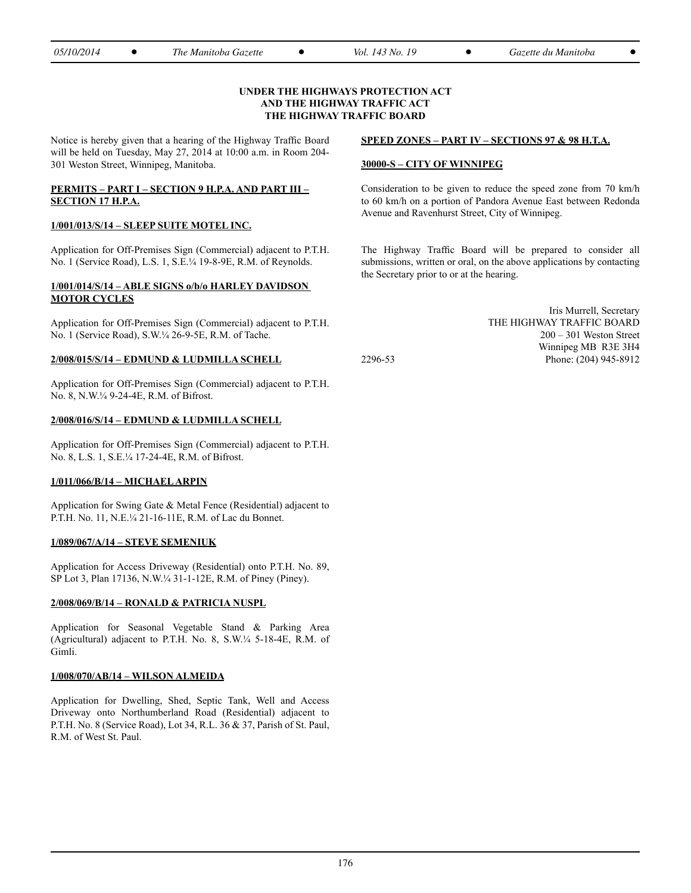**UNDER THE HIGHWAYS PROTECTION ACT**
**AND THE HIGHWAY TRAFFIC ACT**
**THE HIGHWAY TRAFFIC BOARD**

Notice is hereby given that a hearing of the Highway Traffic Board will be held on Tuesday, May 27, 2014 at 10:00 a.m. in Room 204-301 Weston Street, Winnipeg, Manitoba.

**PERMITS – PART I – SECTION 9 H.P.A. AND PART III – SECTION 17 H.P.A.**

**1/001/013/S/14 – SLEEP SUITE MOTEL INC.**

Application for Off-Premises Sign (Commercial) adjacent to P.T.H. No. 1 (Service Road), L.S. 1, S.E.¼ 19-8-9E, R.M. of Reynolds.

**1/001/014/S/14 – ABLE SIGNS o/b/o HARLEY DAVIDSON MOTOR CYCLES**

Application for Off-Premises Sign (Commercial) adjacent to P.T.H. No. 1 (Service Road), S.W.¼ 26-9-5E, R.M. of Tache.

**2/008/015/S/14 – EDMUND & LUDMILLA SCHELL**

Application for Off-Premises Sign (Commercial) adjacent to P.T.H. No. 8, N.W.¼ 9-24-4E, R.M. of Bifrost.

**2/008/016/S/14 – EDMUND & LUDMILLA SCHELL**

Application for Off-Premises Sign (Commercial) adjacent to P.T.H. No. 8, L.S. 1, S.E.¼ 17-24-4E, R.M. of Bifrost.

**1/011/066/B/14 – MICHAEL ARPIN**

Application for Swing Gate & Metal Fence (Residential) adjacent to P.T.H. No. 11, N.E.¼ 21-16-11E, R.M. of Lac du Bonnet.

**1/089/067/A/14 – STEVE SEMENIUK**

Application for Access Driveway (Residential) onto P.T.H. No. 89, SP Lot 3, Plan 17136, N.W.¼ 31-1-12E, R.M. of Piney (Piney).

**2/008/069/B/14 – RONALD & PATRICIA NUSPL**

Application for Seasonal Vegetable Stand & Parking Area (Agricultural) adjacent to P.T.H. No. 8, S.W.¼ 5-18-4E, R.M. of Gimli.

**1/008/070/AB/14 – WILSON ALMEIDA**

Application for Dwelling, Shed, Septic Tank, Well and Access Driveway onto Northumberland Road (Residential) adjacent to P.T.H. No. 8 (Service Road), Lot 34, R.L. 36 & 37, Parish of St. Paul, R.M. of West St. Paul.

**SPEED ZONES – PART IV – SECTIONS 97 & 98 H.T.A.**

**30000-S – CITY OF WINNIPEG**

Consideration to be given to reduce the speed zone from 70 km/h to 60 km/h on a portion of Pandora Avenue East between Redonda Avenue and Ravenhurst Street, City of Winnipeg.

The Highway Traffic Board will be prepared to consider all submissions, written or oral, on the above applications by contacting the Secretary prior to or at the hearing.

Iris Murrell, Secretary
THE HIGHWAY TRAFFIC BOARD
200 – 301 Weston Street
Winnipeg MB R3E 3H4
Phone: (204) 945-8912

2296-53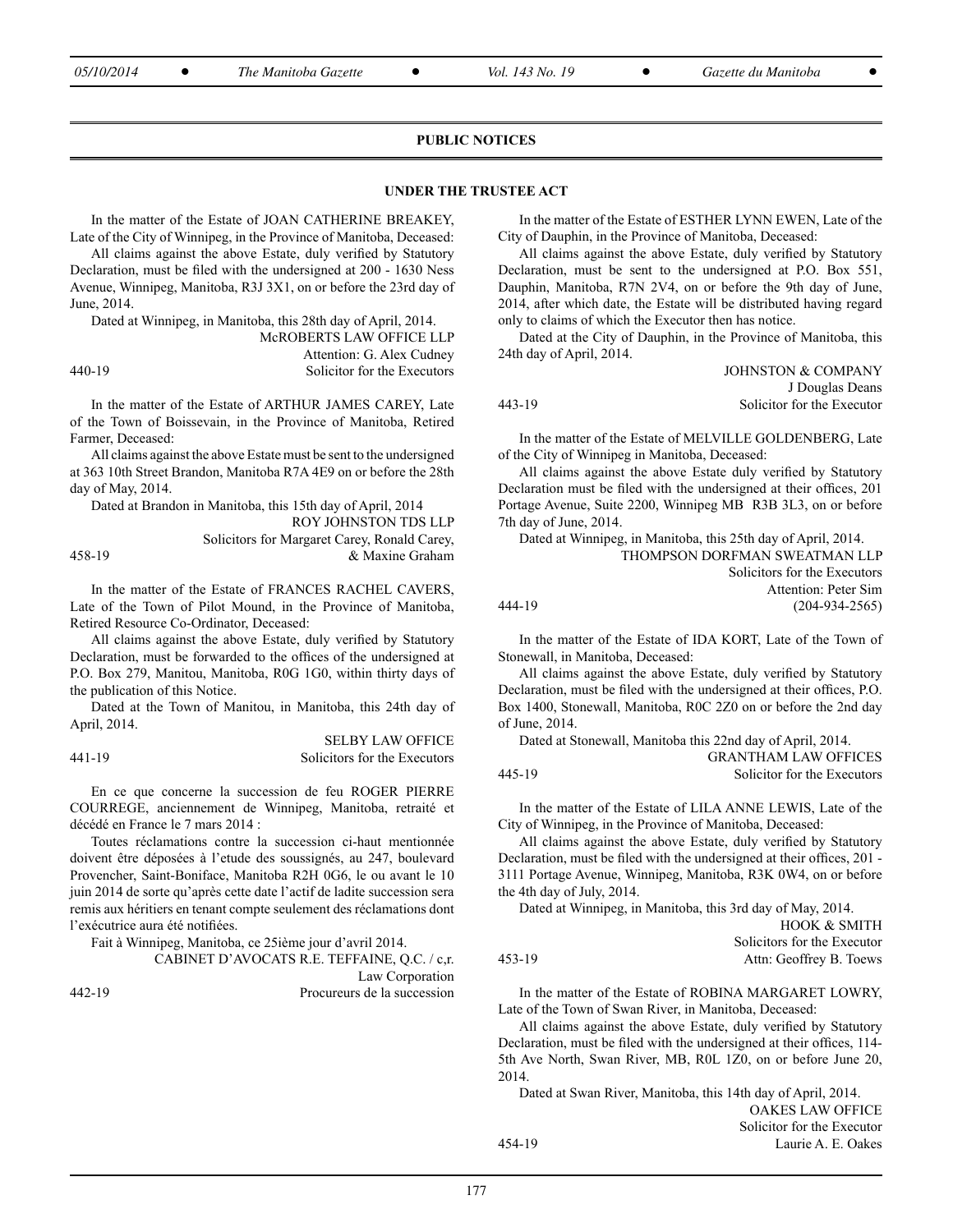## PUBLIC NOTICES

### UNDER THE TRUSTEE ACT

In the matter of the Estate of JOAN CATHERINE BREAKEY, Late of the City of Winnipeg, in the Province of Manitoba, Deceased:

All claims against the above Estate, duly verified by Statutory Declaration, must be filed with the undersigned at 200 - 1630 Ness Avenue, Winnipeg, Manitoba, R3J 3X1, on or before the 23rd day of June, 2014.

Dated at Winnipeg, in Manitoba, this 28th day of April, 2014.

McROBERTS LAW OFFICE LLP
Attention: G. Alex Cudney
Solicitor for the Executors

440-19

In the matter of the Estate of ARTHUR JAMES CAREY, Late of the Town of Boissevain, in the Province of Manitoba, Retired Farmer, Deceased:

All claims against the above Estate must be sent to the undersigned at 363 10th Street Brandon, Manitoba R7A 4E9 on or before the 28th day of May, 2014.

Dated at Brandon in Manitoba, this 15th day of April, 2014

ROY JOHNSTON TDS LLP
Solicitors for Margaret Carey, Ronald Carey, & Maxine Graham

458-19

In the matter of the Estate of FRANCES RACHEL CAVERS, Late of the Town of Pilot Mound, in the Province of Manitoba, Retired Resource Co-Ordinator, Deceased:

All claims against the above Estate, duly verified by Statutory Declaration, must be forwarded to the offices of the undersigned at P.O. Box 279, Manitou, Manitoba, R0G 1G0, within thirty days of the publication of this Notice.

Dated at the Town of Manitou, in Manitoba, this 24th day of April, 2014.

SELBY LAW OFFICE
Solicitors for the Executors

441-19

En ce que concerne la succession de feu ROGER PIERRE COURREGE, anciennement de Winnipeg, Manitoba, retraité et décédé en France le 7 mars 2014 :

Toutes réclamations contre la succession ci-haut mentionnée doivent être déposées à l'etude des soussignés, au 247, boulevard Provencher, Saint-Boniface, Manitoba R2H 0G6, le ou avant le 10 juin 2014 de sorte qu'après cette date l'actif de ladite succession sera remis aux héritiers en tenant compte seulement des réclamations dont l'exécutrice aura été notifiées.

Fait à Winnipeg, Manitoba, ce 25ième jour d'avril 2014.

CABINET D'AVOCATS R.E. TEFFAINE, Q.C. / c,r.
Law Corporation
Procureurs de la succession

442-19

In the matter of the Estate of ESTHER LYNN EWEN, Late of the City of Dauphin, in the Province of Manitoba, Deceased:

All claims against the above Estate, duly verified by Statutory Declaration, must be sent to the undersigned at P.O. Box 551, Dauphin, Manitoba, R7N 2V4, on or before the 9th day of June, 2014, after which date, the Estate will be distributed having regard only to claims of which the Executor then has notice.

Dated at the City of Dauphin, in the Province of Manitoba, this 24th day of April, 2014.

JOHNSTON & COMPANY
J Douglas Deans
Solicitor for the Executor

443-19

In the matter of the Estate of MELVILLE GOLDENBERG, Late of the City of Winnipeg in Manitoba, Deceased:

All claims against the above Estate duly verified by Statutory Declaration must be filed with the undersigned at their offices, 201 Portage Avenue, Suite 2200, Winnipeg MB R3B 3L3, on or before 7th day of June, 2014.

Dated at Winnipeg, in Manitoba, this 25th day of April, 2014.

THOMPSON DORFMAN SWEATMAN LLP
Solicitors for the Executors
Attention: Peter Sim
(204-934-2565)

444-19

In the matter of the Estate of IDA KORT, Late of the Town of Stonewall, in Manitoba, Deceased:

All claims against the above Estate, duly verified by Statutory Declaration, must be filed with the undersigned at their offices, P.O. Box 1400, Stonewall, Manitoba, R0C 2Z0 on or before the 2nd day of June, 2014.

Dated at Stonewall, Manitoba this 22nd day of April, 2014.

GRANTHAM LAW OFFICES
Solicitor for the Executors

445-19

In the matter of the Estate of LILA ANNE LEWIS, Late of the City of Winnipeg, in the Province of Manitoba, Deceased:

All claims against the above Estate, duly verified by Statutory Declaration, must be filed with the undersigned at their offices, 201 - 3111 Portage Avenue, Winnipeg, Manitoba, R3K 0W4, on or before the 4th day of July, 2014.

Dated at Winnipeg, in Manitoba, this 3rd day of May, 2014.

HOOK & SMITH
Solicitors for the Executor
Attn: Geoffrey B. Toews

453-19

In the matter of the Estate of ROBINA MARGARET LOWRY, Late of the Town of Swan River, in Manitoba, Deceased:

All claims against the above Estate, duly verified by Statutory Declaration, must be filed with the undersigned at their offices, 114-5th Ave North, Swan River, MB, R0L 1Z0, on or before June 20, 2014.

Dated at Swan River, Manitoba, this 14th day of April, 2014.

OAKES LAW OFFICE
Solicitor for the Executor
Laurie A. E. Oakes

454-19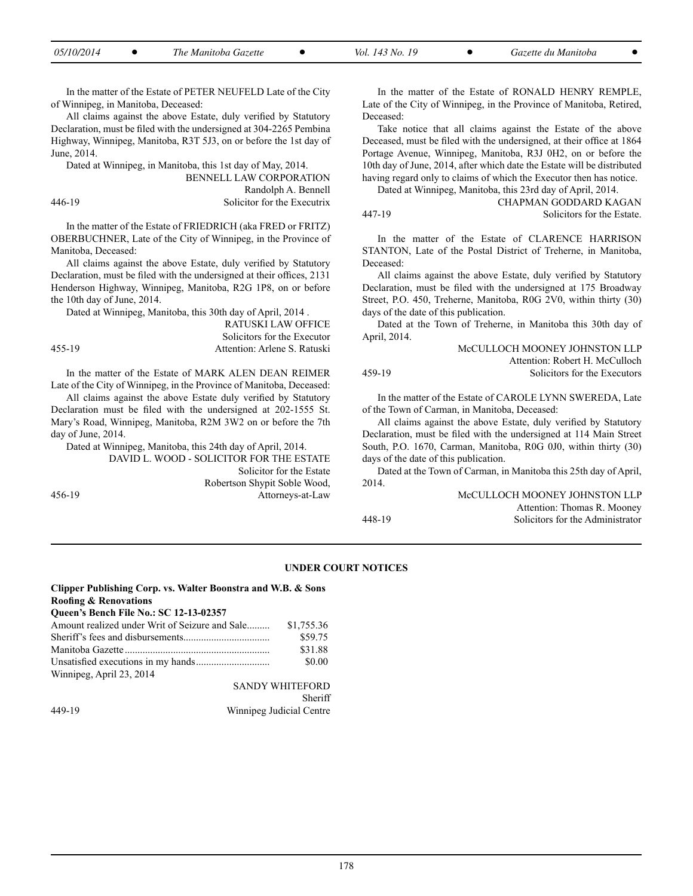In the matter of the Estate of PETER NEUFELD Late of the City of Winnipeg, in Manitoba, Deceased:

All claims against the above Estate, duly verified by Statutory Declaration, must be filed with the undersigned at 304-2265 Pembina Highway, Winnipeg, Manitoba, R3T 5J3, on or before the 1st day of June, 2014.

Dated at Winnipeg, in Manitoba, this 1st day of May, 2014.

BENNELL LAW CORPORATION
Randolph A. Bennell
Solicitor for the Executrix

446-19

In the matter of the Estate of FRIEDRICH (aka FRED or FRITZ) OBERBUCHNER, Late of the City of Winnipeg, in the Province of Manitoba, Deceased:

All claims against the above Estate, duly verified by Statutory Declaration, must be filed with the undersigned at their offices, 2131 Henderson Highway, Winnipeg, Manitoba, R2G 1P8, on or before the 10th day of June, 2014.

Dated at Winnipeg, Manitoba, this 30th day of April, 2014 .

RATUSKI LAW OFFICE
Solicitors for the Executor
Attention: Arlene S. Ratuski

455-19

In the matter of the Estate of MARK ALEN DEAN REIMER Late of the City of Winnipeg, in the Province of Manitoba, Deceased:

All claims against the above Estate duly verified by Statutory Declaration must be filed with the undersigned at 202-1555 St. Mary's Road, Winnipeg, Manitoba, R2M 3W2 on or before the 7th day of June, 2014.

Dated at Winnipeg, Manitoba, this 24th day of April, 2014.

DAVID L. WOOD - SOLICITOR FOR THE ESTATE
Solicitor for the Estate
Robertson Shypit Soble Wood,
Attorneys-at-Law

456-19

In the matter of the Estate of RONALD HENRY REMPLE, Late of the City of Winnipeg, in the Province of Manitoba, Retired, Deceased:

Take notice that all claims against the Estate of the above Deceased, must be filed with the undersigned, at their office at 1864 Portage Avenue, Winnipeg, Manitoba, R3J 0H2, on or before the 10th day of June, 2014, after which date the Estate will be distributed having regard only to claims of which the Executor then has notice.

Dated at Winnipeg, Manitoba, this 23rd day of April, 2014.

CHAPMAN GODDARD KAGAN
Solicitors for the Estate.

447-19

In the matter of the Estate of CLARENCE HARRISON STANTON, Late of the Postal District of Treherne, in Manitoba, Deceased:

All claims against the above Estate, duly verified by Statutory Declaration, must be filed with the undersigned at 175 Broadway Street, P.O. 450, Treherne, Manitoba, R0G 2V0, within thirty (30) days of the date of this publication.

Dated at the Town of Treherne, in Manitoba this 30th day of April, 2014.

McCULLOCH MOONEY JOHNSTON LLP
Attention: Robert H. McCulloch
Solicitors for the Executors

459-19

In the matter of the Estate of CAROLE LYNN SWEREDA, Late of the Town of Carman, in Manitoba, Deceased:

All claims against the above Estate, duly verified by Statutory Declaration, must be filed with the undersigned at 114 Main Street South, P.O. 1670, Carman, Manitoba, R0G 0J0, within thirty (30) days of the date of this publication.

Dated at the Town of Carman, in Manitoba this 25th day of April, 2014.

McCULLOCH MOONEY JOHNSTON LLP
Attention: Thomas R. Mooney
Solicitors for the Administrator

448-19

## UNDER COURT NOTICES

**Clipper Publishing Corp. vs. Walter Boonstra and W.B. & Sons Roofing & Renovations**
**Queen's Bench File No.: SC 12-13-02357**

| | |
|---|---|
| Amount realized under Writ of Seizure and Sale | $1,755.36 |
| Sheriff's fees and disbursements | $59.75 |
| Manitoba Gazette | $31.88 |
| Unsatisfied executions in my hands | $0.00 |

Winnipeg, April 23, 2014

SANDY WHITEFORD
Sheriff
Winnipeg Judicial Centre

449-19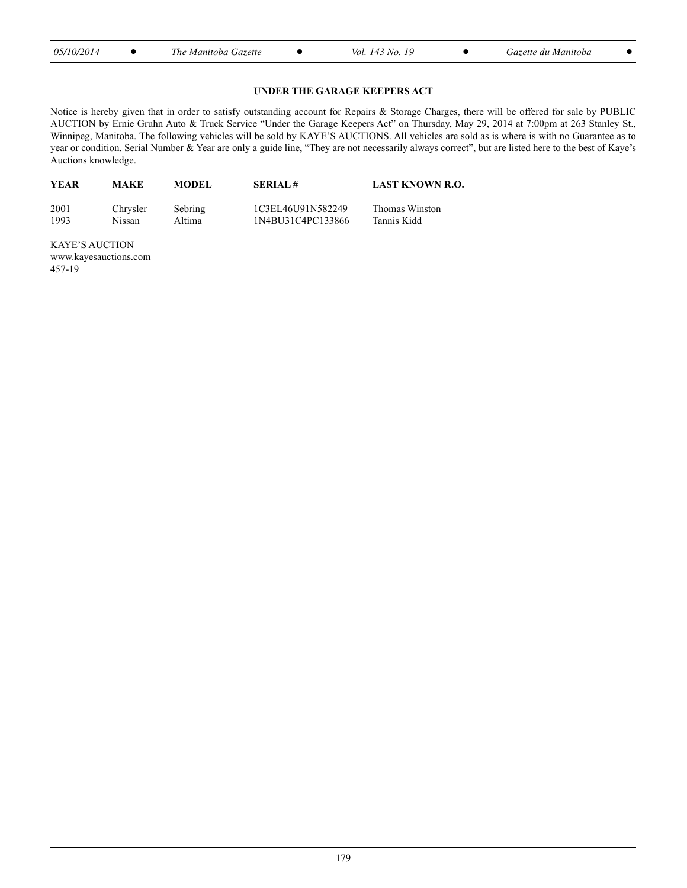## UNDER THE GARAGE KEEPERS ACT

Notice is hereby given that in order to satisfy outstanding account for Repairs & Storage Charges, there will be offered for sale by PUBLIC AUCTION by Ernie Gruhn Auto & Truck Service "Under the Garage Keepers Act" on Thursday, May 29, 2014 at 7:00pm at 263 Stanley St., Winnipeg, Manitoba. The following vehicles will be sold by KAYE'S AUCTIONS. All vehicles are sold as is where is with no Guarantee as to year or condition. Serial Number & Year are only a guide line, "They are not necessarily always correct", but are listed here to the best of Kaye's Auctions knowledge.

| YEAR | MAKE | MODEL | SERIAL # | LAST KNOWN R.O. |
|---|---|---|---|---|
| 2001 | Chrysler | Sebring | 1C3EL46U91N582249 | Thomas Winston |
| 1993 | Nissan | Altima | 1N4BU31C4PC133866 | Tannis Kidd |

KAYE'S AUCTION
www.kayesauctions.com
457-19